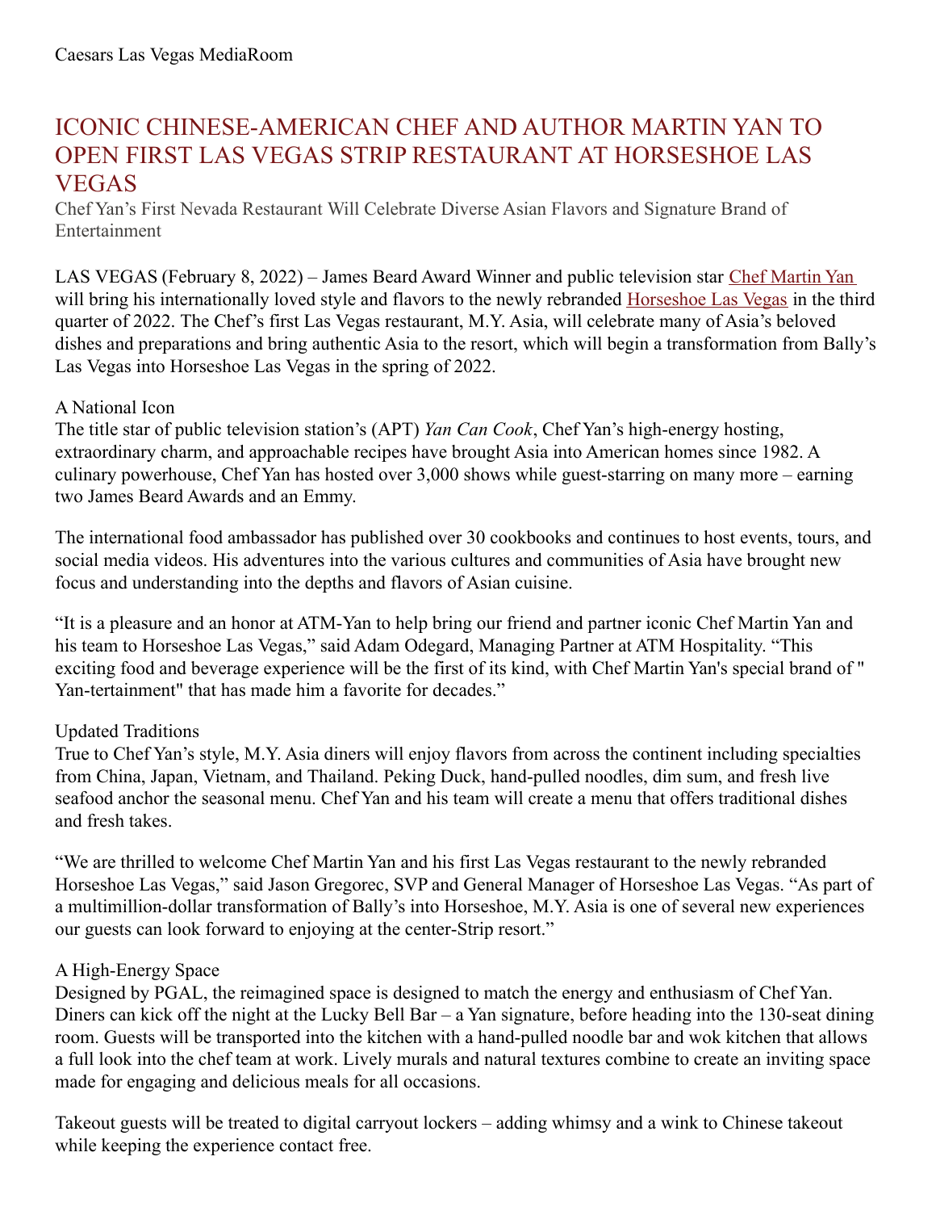Caesars Las Vegas MediaRoom

# ICONIC CHINESE-AMERICAN CHEF AND AUTHOR MARTIN YAN TO OPEN FIRST LAS VEGAS STRIP RESTAURANT AT HORSESHOE LAS VEGAS

Chef Yan's First Nevada Restaurant Will Celebrate Diverse Asian Flavors and Signature Brand of Entertainment

LAS VEGAS (February 8, 2022) – James Beard Award Winner and public television star [Chef Martin Yan](#) will bring his internationally loved style and flavors to the newly rebranded [Horseshoe Las Vegas](#) in the third quarter of 2022. The Chef's first Las Vegas restaurant, M.Y. Asia, will celebrate many of Asia's beloved dishes and preparations and bring authentic Asia to the resort, which will begin a transformation from Bally's Las Vegas into Horseshoe Las Vegas in the spring of 2022.

## A National Icon

The title star of public television station's (APT) *Yan Can Cook*, Chef Yan's high-energy hosting, extraordinary charm, and approachable recipes have brought Asia into American homes since 1982. A culinary powerhouse, Chef Yan has hosted over 3,000 shows while guest-starring on many more – earning two James Beard Awards and an Emmy.

The international food ambassador has published over 30 cookbooks and continues to host events, tours, and social media videos. His adventures into the various cultures and communities of Asia have brought new focus and understanding into the depths and flavors of Asian cuisine.

"It is a pleasure and an honor at ATM-Yan to help bring our friend and partner iconic Chef Martin Yan and his team to Horseshoe Las Vegas," said Adam Odegard, Managing Partner at ATM Hospitality. "This exciting food and beverage experience will be the first of its kind, with Chef Martin Yan's special brand of " Yan-tertainment" that has made him a favorite for decades."

## Updated Traditions

True to Chef Yan's style, M.Y. Asia diners will enjoy flavors from across the continent including specialties from China, Japan, Vietnam, and Thailand. Peking Duck, hand-pulled noodles, dim sum, and fresh live seafood anchor the seasonal menu. Chef Yan and his team will create a menu that offers traditional dishes and fresh takes.

"We are thrilled to welcome Chef Martin Yan and his first Las Vegas restaurant to the newly rebranded Horseshoe Las Vegas," said Jason Gregorec, SVP and General Manager of Horseshoe Las Vegas. "As part of a multimillion-dollar transformation of Bally's into Horseshoe, M.Y. Asia is one of several new experiences our guests can look forward to enjoying at the center-Strip resort."

## A High-Energy Space

Designed by PGAL, the reimagined space is designed to match the energy and enthusiasm of Chef Yan. Diners can kick off the night at the Lucky Bell Bar – a Yan signature, before heading into the 130-seat dining room. Guests will be transported into the kitchen with a hand-pulled noodle bar and wok kitchen that allows a full look into the chef team at work. Lively murals and natural textures combine to create an inviting space made for engaging and delicious meals for all occasions.

Takeout guests will be treated to digital carryout lockers – adding whimsy and a wink to Chinese takeout while keeping the experience contact free.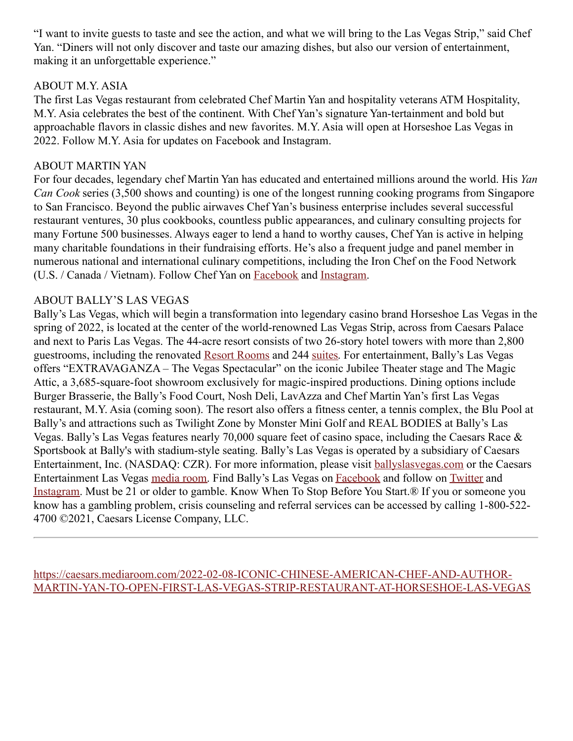"I want to invite guests to taste and see the action, and what we will bring to the Las Vegas Strip," said Chef Yan. "Diners will not only discover and taste our amazing dishes, but also our version of entertainment, making it an unforgettable experience."

## ABOUT M.Y. ASIA

The first Las Vegas restaurant from celebrated Chef Martin Yan and hospitality veterans ATM Hospitality, M.Y. Asia celebrates the best of the continent. With Chef Yan's signature Yan-tertainment and bold but approachable flavors in classic dishes and new favorites. M.Y. Asia will open at Horseshoe Las Vegas in 2022. Follow M.Y. Asia for updates on Facebook and Instagram.

## ABOUT MARTIN YAN

For four decades, legendary chef Martin Yan has educated and entertained millions around the world. His *Yan Can Cook* series (3,500 shows and counting) is one of the longest running cooking programs from Singapore to San Francisco. Beyond the public airwaves Chef Yan's business enterprise includes several successful restaurant ventures, 30 plus cookbooks, countless public appearances, and culinary consulting projects for many Fortune 500 businesses. Always eager to lend a hand to worthy causes, Chef Yan is active in helping many charitable foundations in their fundraising efforts. He's also a frequent judge and panel member in numerous national and international culinary competitions, including the Iron Chef on the Food Network (U.S. / Canada / Vietnam). Follow Chef Yan on Facebook and Instagram.

## ABOUT BALLY'S LAS VEGAS

Bally's Las Vegas, which will begin a transformation into legendary casino brand Horseshoe Las Vegas in the spring of 2022, is located at the center of the world-renowned Las Vegas Strip, across from Caesars Palace and next to Paris Las Vegas. The 44-acre resort consists of two 26-story hotel towers with more than 2,800 guestrooms, including the renovated Resort Rooms and 244 suites. For entertainment, Bally's Las Vegas offers "EXTRAVAGANZA – The Vegas Spectacular" on the iconic Jubilee Theater stage and The Magic Attic, a 3,685-square-foot showroom exclusively for magic-inspired productions. Dining options include Burger Brasserie, the Bally's Food Court, Nosh Deli, LavAzza and Chef Martin Yan's first Las Vegas restaurant, M.Y. Asia (coming soon). The resort also offers a fitness center, a tennis complex, the Blu Pool at Bally's and attractions such as Twilight Zone by Monster Mini Golf and REAL BODIES at Bally's Las Vegas. Bally's Las Vegas features nearly 70,000 square feet of casino space, including the Caesars Race & Sportsbook at Bally's with stadium-style seating. Bally's Las Vegas is operated by a subsidiary of Caesars Entertainment, Inc. (NASDAQ: CZR). For more information, please visit ballyslasvegas.com or the Caesars Entertainment Las Vegas media room. Find Bally's Las Vegas on Facebook and follow on Twitter and Instagram. Must be 21 or older to gamble. Know When To Stop Before You Start.® If you or someone you know has a gambling problem, crisis counseling and referral services can be accessed by calling 1-800-522-4700 ©2021, Caesars License Company, LLC.

---

https://caesars.mediaroom.com/2022-02-08-ICONIC-CHINESE-AMERICAN-CHEF-AND-AUTHOR-MARTIN-YAN-TO-OPEN-FIRST-LAS-VEGAS-STRIP-RESTAURANT-AT-HORSESHOE-LAS-VEGAS